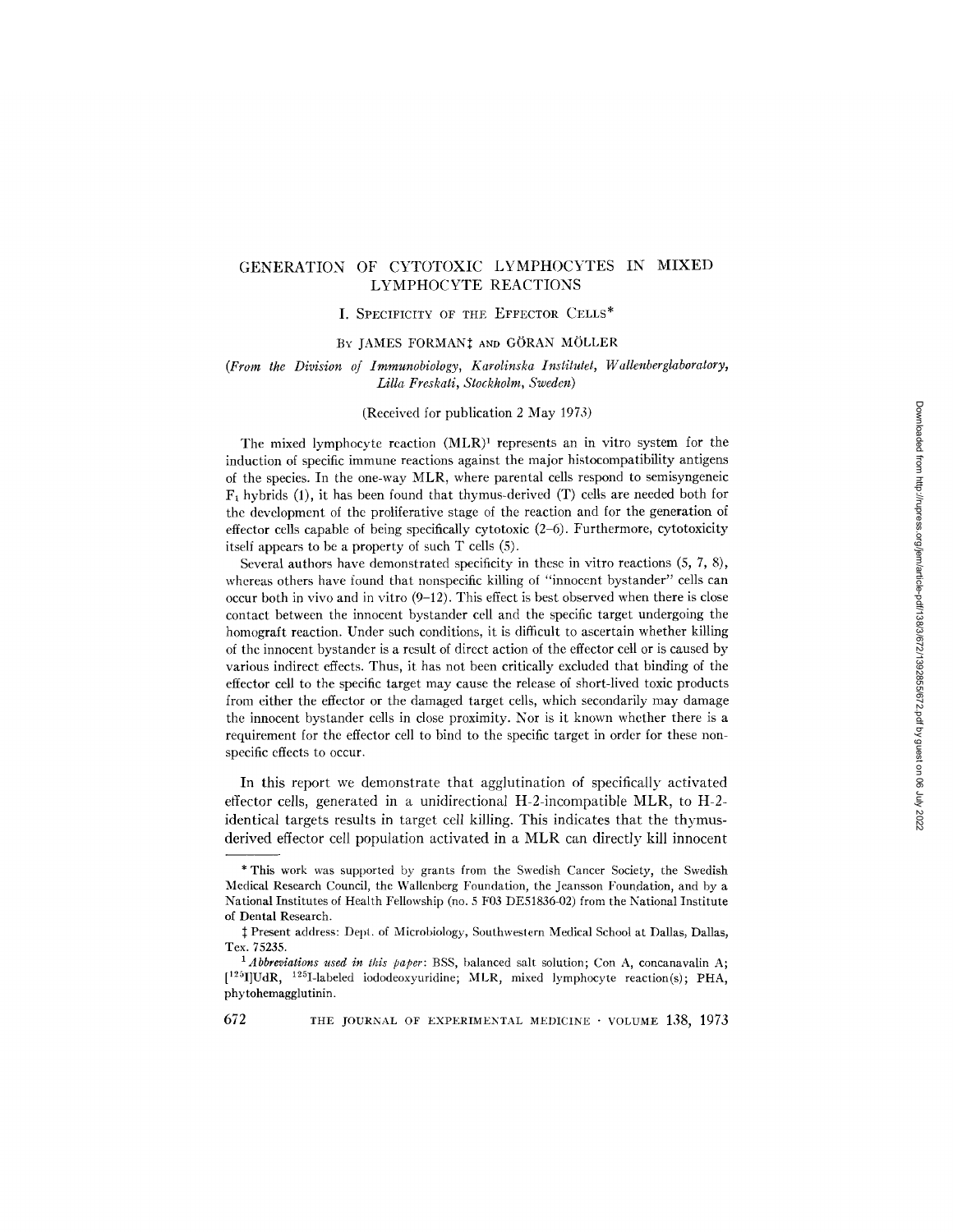# GENERATION OF CYTOTOXIC LYMPHOCYTES IN MIXED LYMPHOCYTE REACTIONS

## I. Specificity of the Effector Cells*

By JAMES FORMAN‡ and GÖRAN MÖLLER

*(From the Division of Immunobiology, Karolinska Institutet, Wallenberglaboratory, Lilla Freskati, Stockholm, Sweden)*

(Received for publication 2 May 1973)

The mixed lymphocyte reaction (MLR)[1] represents an in vitro system for the induction of specific immune reactions against the major histocompatibility antigens of the species. In the one-way MLR, where parental cells respond to semisyngeneic $F_1$ hybrids (1), it has been found that thymus-derived (T) cells are needed both for the development of the proliferative stage of the reaction and for the generation of effector cells capable of being specifically cytotoxic (2–6). Furthermore, cytotoxicity itself appears to be a property of such T cells (5).

Several authors have demonstrated specificity in these in vitro reactions (5, 7, 8), whereas others have found that nonspecific killing of "innocent bystander" cells can occur both in vivo and in vitro (9–12). This effect is best observed when there is close contact between the innocent bystander cell and the specific target undergoing the homograft reaction. Under such conditions, it is difficult to ascertain whether killing of the innocent bystander is a result of direct action of the effector cell or is caused by various indirect effects. Thus, it has not been critically excluded that binding of the effector cell to the specific target may cause the release of short-lived toxic products from either the effector or the damaged target cells, which secondarily may damage the innocent bystander cells in close proximity. Nor is it known whether there is a requirement for the effector cell to bind to the specific target in order for these nonspecific effects to occur.

In this report we demonstrate that agglutination of specifically activated effector cells, generated in a unidirectional H-2-incompatible MLR, to H-2-identical targets results in target cell killing. This indicates that the thymus-derived effector cell population activated in a MLR can directly kill innocent

---

\* This work was supported by grants from the Swedish Cancer Society, the Swedish Medical Research Council, the Wallenberg Foundation, the Jeansson Foundation, and by a National Institutes of Health Fellowship (no. 5 F03 DE51836-02) from the National Institute of Dental Research.

‡ Present address: Dept. of Microbiology, Southwestern Medical School at Dallas, Dallas, Tex. 75235.

[1] *Abbreviations used in this paper:* BSS, balanced salt solution; Con A, concanavalin A; [$^{125}$I]UdR, $^{125}$I-labeled iododeoxyuridine; MLR, mixed lymphocyte reaction(s); PHA, phytohemagglutinin.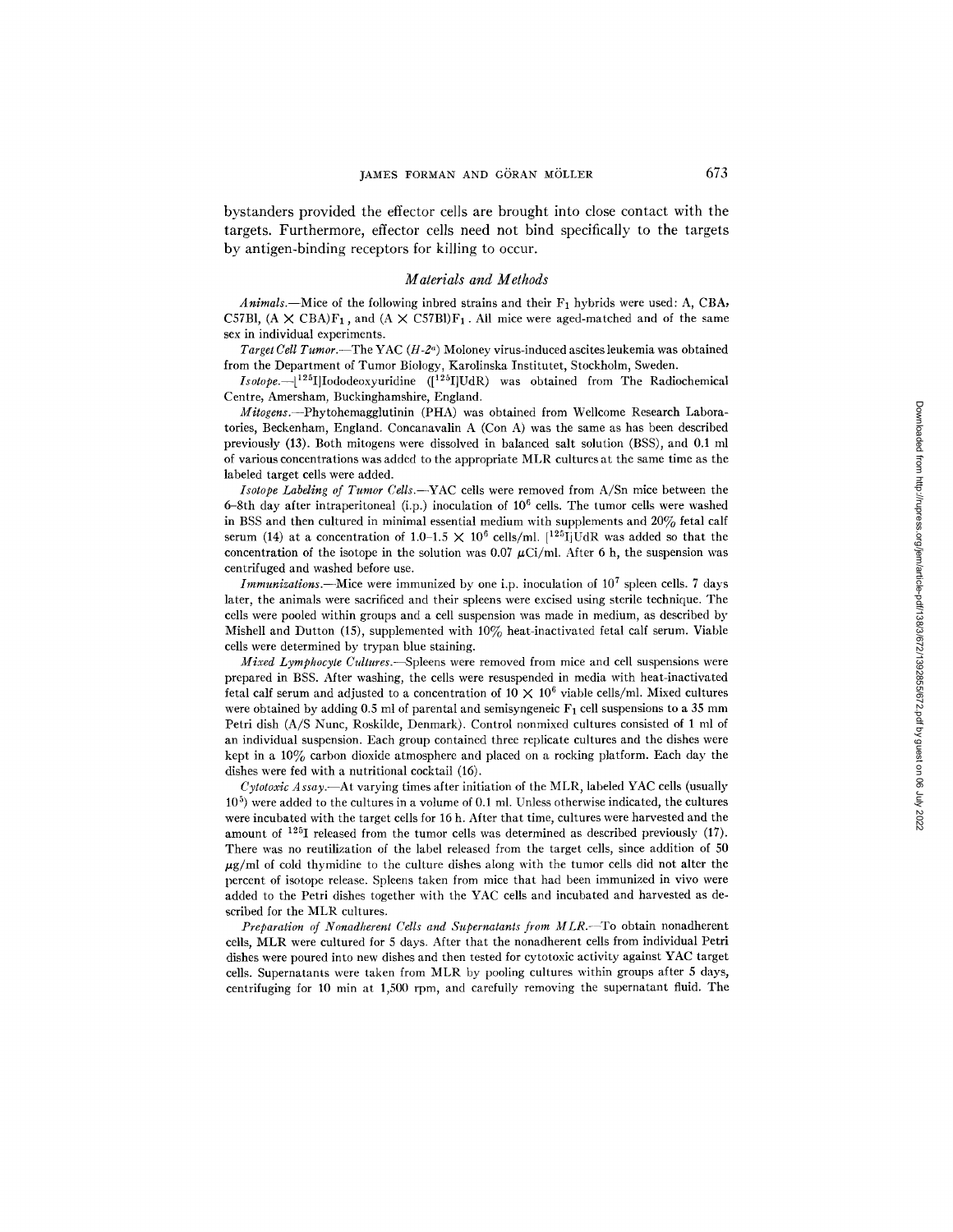bystanders provided the effector cells are brought into close contact with the targets. Furthermore, effector cells need not bind specifically to the targets by antigen-binding receptors for killing to occur.

## *Materials and Methods*

*Animals.*—Mice of the following inbred strains and their $F_1$ hybrids were used: A, CBA, C57Bl, (A × CBA)$F_1$, and (A × C57Bl)$F_1$. All mice were aged-matched and of the same sex in individual experiments.

*Target Cell Tumor.*—The YAC (*H-2*$^a$) Moloney virus-induced ascites leukemia was obtained from the Department of Tumor Biology, Karolinska Institutet, Stockholm, Sweden.

*Isotope.*—[$^{125}$I]Iododeoxyuridine ([$^{125}$I]UdR) was obtained from The Radiochemical Centre, Amersham, Buckinghamshire, England.

*Mitogens.*—Phytohemagglutinin (PHA) was obtained from Wellcome Research Laboratories, Beckenham, England. Concanavalin A (Con A) was the same as has been described previously (13). Both mitogens were dissolved in balanced salt solution (BSS), and 0.1 ml of various concentrations was added to the appropriate MLR cultures at the same time as the labeled target cells were added.

*Isotope Labeling of Tumor Cells.*—YAC cells were removed from A/Sn mice between the 6–8th day after intraperitoneal (i.p.) inoculation of $10^6$ cells. The tumor cells were washed in BSS and then cultured in minimal essential medium with supplements and 20% fetal calf serum (14) at a concentration of $1.0–1.5 \times 10^6$ cells/ml. [$^{125}$I]UdR was added so that the concentration of the isotope in the solution was 0.07 $\mu$Ci/ml. After 6 h, the suspension was centrifuged and washed before use.

*Immunizations.*—Mice were immunized by one i.p. inoculation of $10^7$ spleen cells. 7 days later, the animals were sacrificed and their spleens were excised using sterile technique. The cells were pooled within groups and a cell suspension was made in medium, as described by Mishell and Dutton (15), supplemented with 10% heat-inactivated fetal calf serum. Viable cells were determined by trypan blue staining.

*Mixed Lymphocyte Cultures.*—Spleens were removed from mice and cell suspensions were prepared in BSS. After washing, the cells were resuspended in media with heat-inactivated fetal calf serum and adjusted to a concentration of $10 \times 10^6$ viable cells/ml. Mixed cultures were obtained by adding 0.5 ml of parental and semisyngeneic $F_1$ cell suspensions to a 35 mm Petri dish (A/S Nunc, Roskilde, Denmark). Control nonmixed cultures consisted of 1 ml of an individual suspension. Each group contained three replicate cultures and the dishes were kept in a 10% carbon dioxide atmosphere and placed on a rocking platform. Each day the dishes were fed with a nutritional cocktail (16).

*Cytotoxic Assay.*—At varying times after initiation of the MLR, labeled YAC cells (usually $10^5$) were added to the cultures in a volume of 0.1 ml. Unless otherwise indicated, the cultures were incubated with the target cells for 16 h. After that time, cultures were harvested and the amount of $^{125}$I released from the tumor cells was determined as described previously (17). There was no reutilization of the label released from the target cells, since addition of 50 $\mu$g/ml of cold thymidine to the culture dishes along with the tumor cells did not alter the percent of isotope release. Spleens taken from mice that had been immunized in vivo were added to the Petri dishes together with the YAC cells and incubated and harvested as described for the MLR cultures.

*Preparation of Nonadherent Cells and Supernatants from MLR.*—To obtain nonadherent cells, MLR were cultured for 5 days. After that the nonadherent cells from individual Petri dishes were poured into new dishes and then tested for cytotoxic activity against YAC target cells. Supernatants were taken from MLR by pooling cultures within groups after 5 days, centrifuging for 10 min at 1,500 rpm, and carefully removing the supernatant fluid. The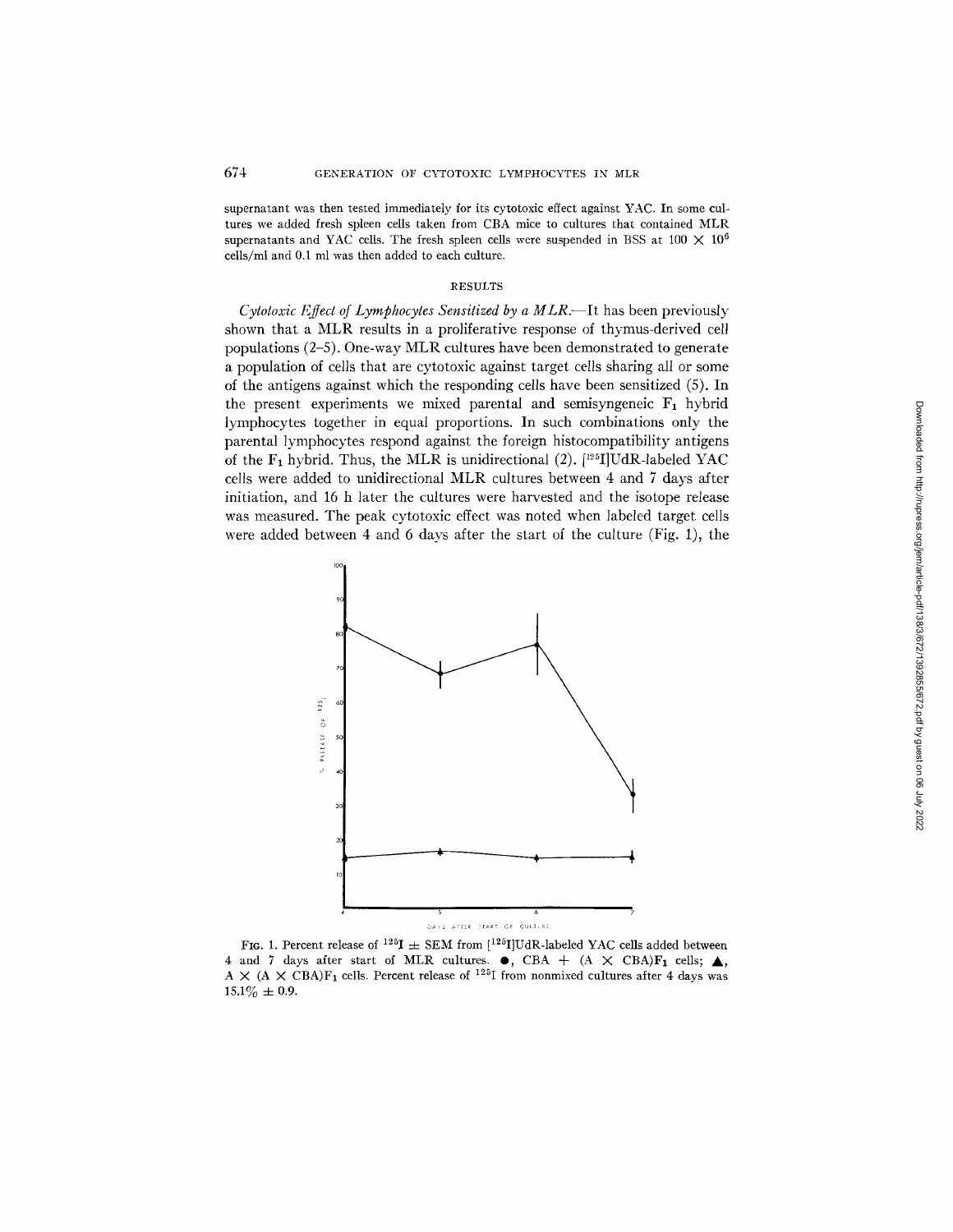supernatant was then tested immediately for its cytotoxic effect against YAC. In some cultures we added fresh spleen cells taken from CBA mice to cultures that contained MLR supernatants and YAC cells. The fresh spleen cells were suspended in BSS at $100 \times 10^6$ cells/ml and 0.1 ml was then added to each culture.

## RESULTS

*Cytotoxic Effect of Lymphocytes Sensitized by a MLR.*—It has been previously shown that a MLR results in a proliferative response of thymus-derived cell populations (2–5). One-way MLR cultures have been demonstrated to generate a population of cells that are cytotoxic against target cells sharing all or some of the antigens against which the responding cells have been sensitized (5). In the present experiments we mixed parental and semisyngeneic $F_1$ hybrid lymphocytes together in equal proportions. In such combinations only the parental lymphocytes respond against the foreign histocompatibility antigens of the $F_1$ hybrid. Thus, the MLR is unidirectional (2). [$^{125}$I]UdR-labeled YAC cells were added to unidirectional MLR cultures between 4 and 7 days after initiation, and 16 h later the cultures were harvested and the isotope release was measured. The peak cytotoxic effect was noted when labeled target cells were added between 4 and 6 days after the start of the culture (Fig. 1), the

FIG. 1. Percent release of $^{125}$I ± SEM from [$^{125}$I]UdR-labeled YAC cells added between 4 and 7 days after start of MLR cultures. ●, CBA + (A × CBA)$F_1$ cells; ▲, A × (A × CBA)$F_1$ cells. Percent release of $^{125}$I from nonmixed cultures after 4 days was 15.1% ± 0.9.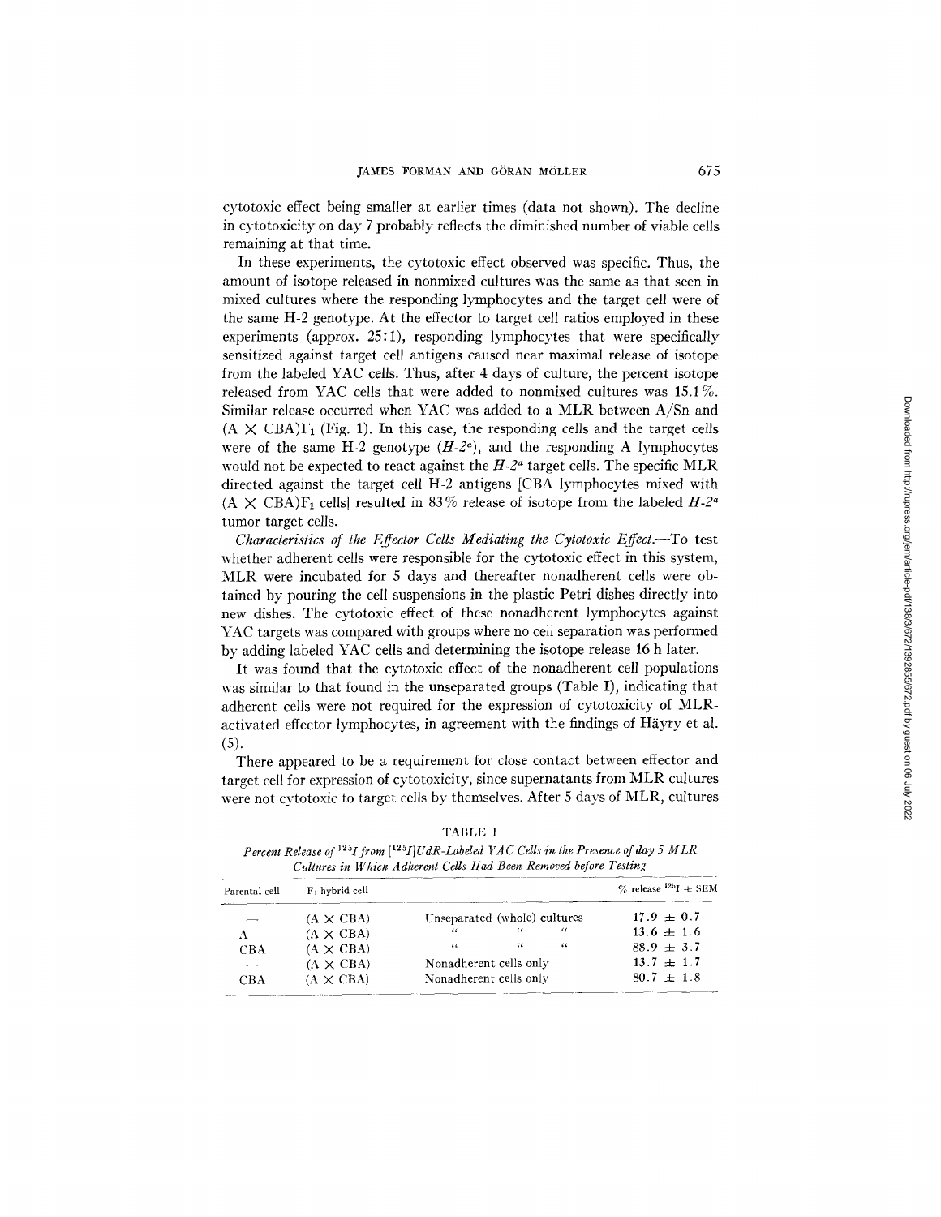cytotoxic effect being smaller at earlier times (data not shown). The decline in cytotoxicity on day 7 probably reflects the diminished number of viable cells remaining at that time.

In these experiments, the cytotoxic effect observed was specific. Thus, the amount of isotope released in nonmixed cultures was the same as that seen in mixed cultures where the responding lymphocytes and the target cell were of the same H-2 genotype. At the effector to target cell ratios employed in these experiments (approx. 25:1), responding lymphocytes that were specifically sensitized against target cell antigens caused near maximal release of isotope from the labeled YAC cells. Thus, after 4 days of culture, the percent isotope released from YAC cells that were added to nonmixed cultures was 15.1%. Similar release occurred when YAC was added to a MLR between A/Sn and $(A \times CBA)F_1$ (Fig. 1). In this case, the responding cells and the target cells were of the same H-2 genotype ($H$-$2^a$), and the responding A lymphocytes would not be expected to react against the $H$-$2^a$ target cells. The specific MLR directed against the target cell H-2 antigens [CBA lymphocytes mixed with $(A \times CBA)F_1$ cells] resulted in 83% release of isotope from the labeled $H$-$2^a$ tumor target cells.

*Characteristics of the Effector Cells Mediating the Cytotoxic Effect.*—To test whether adherent cells were responsible for the cytotoxic effect in this system, MLR were incubated for 5 days and thereafter nonadherent cells were obtained by pouring the cell suspensions in the plastic Petri dishes directly into new dishes. The cytotoxic effect of these nonadherent lymphocytes against YAC targets was compared with groups where no cell separation was performed by adding labeled YAC cells and determining the isotope release 16 h later.

It was found that the cytotoxic effect of the nonadherent cell populations was similar to that found in the unseparated groups (Table I), indicating that adherent cells were not required for the expression of cytotoxicity of MLR-activated effector lymphocytes, in agreement with the findings of Häyry et al. (5).

There appeared to be a requirement for close contact between effector and target cell for expression of cytotoxicity, since supernatants from MLR cultures were not cytotoxic to target cells by themselves. After 5 days of MLR, cultures

TABLE I

*Percent Release of $^{125}I$ from $[^{125}I]UdR$-Labeled YAC Cells in the Presence of day 5 MLR Cultures in Which Adherent Cells Had Been Removed before Testing*

| Parental cell | $F_1$ hybrid cell | | % release $^{125}I$ ± SEM |
|---|---|---|---|
| — | (A × CBA) | Unseparated (whole) cultures | 17.9 ± 0.7 |
| A | (A × CBA) | " " " | 13.6 ± 1.6 |
| CBA | (A × CBA) | " " " | 88.9 ± 3.7 |
| — | (A × CBA) | Nonadherent cells only | 13.7 ± 1.7 |
| CBA | (A × CBA) | Nonadherent cells only | 80.7 ± 1.8 |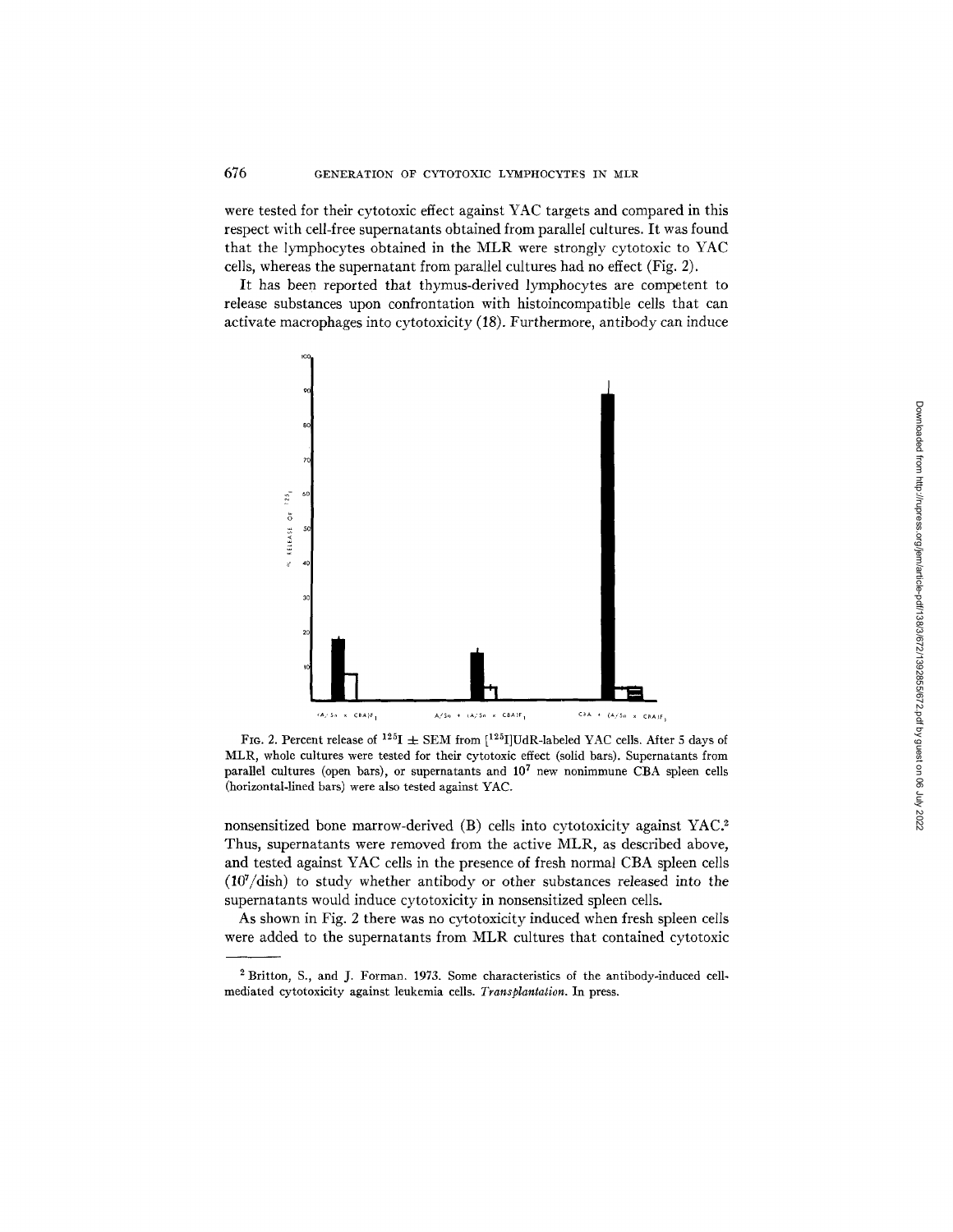were tested for their cytotoxic effect against YAC targets and compared in this respect with cell-free supernatants obtained from parallel cultures. It was found that the lymphocytes obtained in the MLR were strongly cytotoxic to YAC cells, whereas the supernatant from parallel cultures had no effect (Fig. 2).

It has been reported that thymus-derived lymphocytes are competent to release substances upon confrontation with histoincompatible cells that can activate macrophages into cytotoxicity (18). Furthermore, antibody can induce

FIG. 2. Percent release of $^{125}$I $\pm$ SEM from [$^{125}$I]UdR-labeled YAC cells. After 5 days of MLR, whole cultures were tested for their cytotoxic effect (solid bars). Supernatants from parallel cultures (open bars), or supernatants and $10^7$ new nonimmune CBA spleen cells (horizontal-lined bars) were also tested against YAC.

nonsensitized bone marrow-derived (B) cells into cytotoxicity against YAC.[2] Thus, supernatants were removed from the active MLR, as described above, and tested against YAC cells in the presence of fresh normal CBA spleen cells ($10^7$/dish) to study whether antibody or other substances released into the supernatants would induce cytotoxicity in nonsensitized spleen cells.

As shown in Fig. 2 there was no cytotoxicity induced when fresh spleen cells were added to the supernatants from MLR cultures that contained cytotoxic

[2] Britton, S., and J. Forman. 1973. Some characteristics of the antibody-induced cell-mediated cytotoxicity against leukemia cells. *Transplantation*. In press.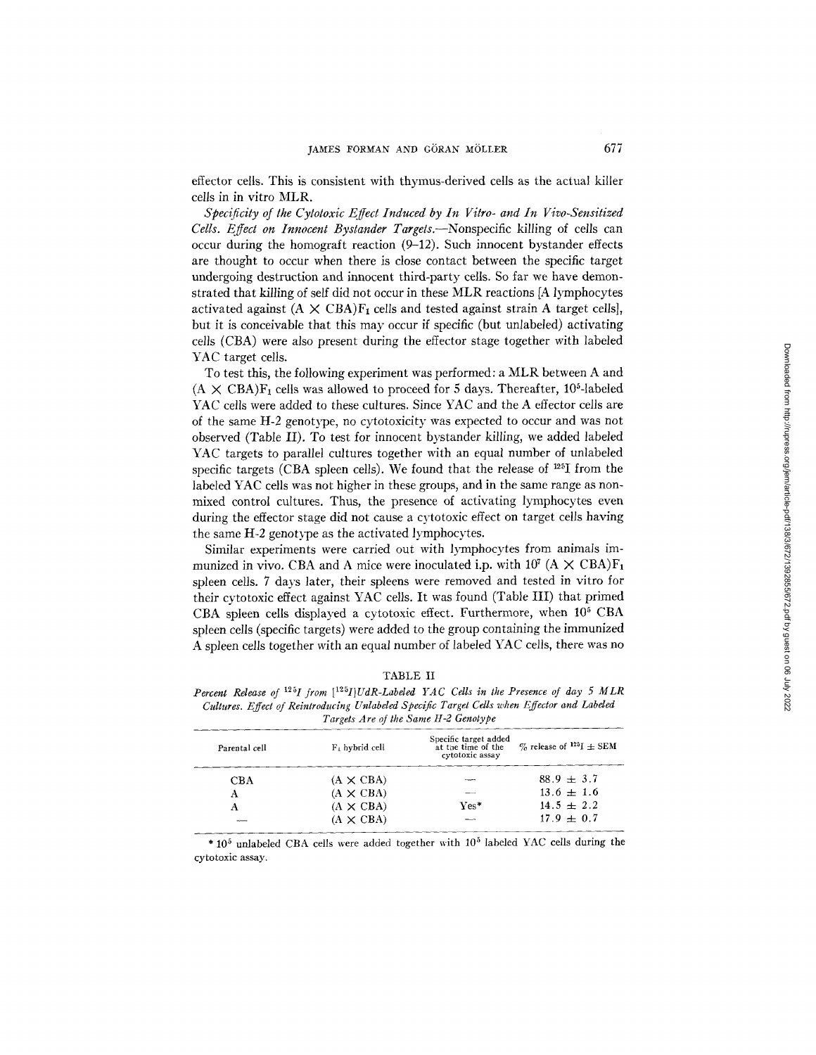effector cells. This is consistent with thymus-derived cells as the actual killer cells in in vitro MLR.

*Specificity of the Cytotoxic Effect Induced by In Vitro- and In Vivo-Sensitized Cells. Effect on Innocent Bystander Targets.*—Nonspecific killing of cells can occur during the homograft reaction (9–12). Such innocent bystander effects are thought to occur when there is close contact between the specific target undergoing destruction and innocent third-party cells. So far we have demonstrated that killing of self did not occur in these MLR reactions [A lymphocytes activated against $(A \times CBA)F_1$ cells and tested against strain A target cells], but it is conceivable that this may occur if specific (but unlabeled) activating cells (CBA) were also present during the effector stage together with labeled YAC target cells.

To test this, the following experiment was performed: a MLR between A and $(A \times CBA)F_1$ cells was allowed to proceed for 5 days. Thereafter, $10^5$-labeled YAC cells were added to these cultures. Since YAC and the A effector cells are of the same H-2 genotype, no cytotoxicity was expected to occur and was not observed (Table II). To test for innocent bystander killing, we added labeled YAC targets to parallel cultures together with an equal number of unlabeled specific targets (CBA spleen cells). We found that the release of $^{125}I$ from the labeled YAC cells was not higher in these groups, and in the same range as nonmixed control cultures. Thus, the presence of activating lymphocytes even during the effector stage did not cause a cytotoxic effect on target cells having the same H-2 genotype as the activated lymphocytes.

Similar experiments were carried out with lymphocytes from animals immunized in vivo. CBA and A mice were inoculated i.p. with $10^7$ $(A \times CBA)F_1$ spleen cells. 7 days later, their spleens were removed and tested in vitro for their cytotoxic effect against YAC cells. It was found (Table III) that primed CBA spleen cells displayed a cytotoxic effect. Furthermore, when $10^5$ CBA spleen cells (specific targets) were added to the group containing the immunized A spleen cells together with an equal number of labeled YAC cells, there was no

TABLE II

*Percent Release of $^{125}I$ from $[^{125}I]UdR$-Labeled YAC Cells in the Presence of day 5 MLR Cultures. Effect of Reintroducing Unlabeled Specific Target Cells when Effector and Labeled Targets Are of the Same H-2 Genotype*

| Parental cell | $F_1$ hybrid cell | Specific target added at the time of the cytotoxic assay | % release of $^{125}I$ ± SEM |
|---|---|---|---|
| CBA | (A × CBA) | — | 88.9 ± 3.7 |
| A | (A × CBA) | — | 13.6 ± 1.6 |
| A | (A × CBA) | Yes* | 14.5 ± 2.2 |
| — | (A × CBA) | — | 17.9 ± 0.7 |

* $10^5$ unlabeled CBA cells were added together with $10^5$ labeled YAC cells during the cytotoxic assay.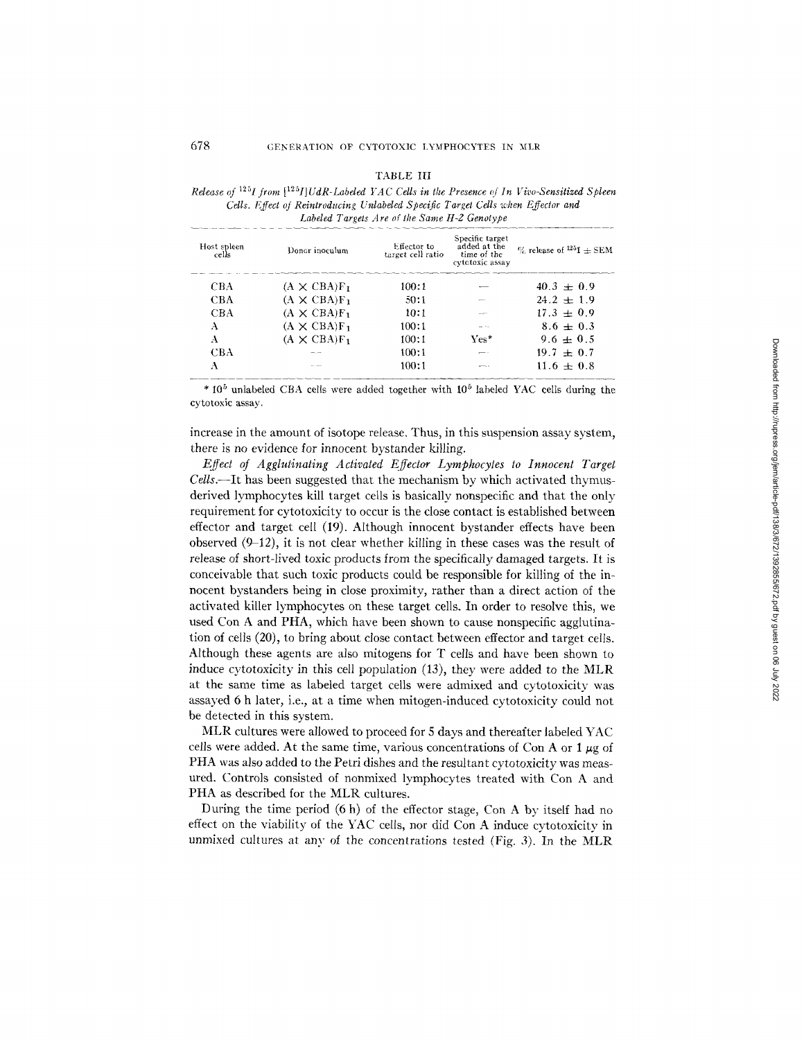TABLE III

*Release of $^{125}I$ from [$^{125}I$]UdR-Labeled YAC Cells in the Presence of In Vivo-Sensitized Spleen Cells. Effect of Reintroducing Unlabeled Specific Target Cells when Effector and Labeled Targets Are of the Same H-2 Genotype*

| Host spleen cells | Donor inoculum | Effector to target cell ratio | Specific target added at the time of the cytotoxic assay | % release of $^{125}I$ ± SEM |
|---|---|---|---|---|
| CBA | (A × CBA)$F_1$ | 100:1 | — | 40.3 ± 0.9 |
| CBA | (A × CBA)$F_1$ | 50:1 | — | 24.2 ± 1.9 |
| CBA | (A × CBA)$F_1$ | 10:1 | — | 17.3 ± 0.9 |
| A | (A × CBA)$F_1$ | 100:1 | — | 8.6 ± 0.3 |
| A | (A × CBA)$F_1$ | 100:1 | Yes* | 9.6 ± 0.5 |
| CBA | — | 100:1 | — | 19.7 ± 0.7 |
| A | — | 100:1 | — | 11.6 ± 0.8 |

* $10^5$ unlabeled CBA cells were added together with $10^5$ labeled YAC cells during the cytotoxic assay.

increase in the amount of isotope release. Thus, in this suspension assay system, there is no evidence for innocent bystander killing.

*Effect of Agglutinating Activated Effector Lymphocytes to Innocent Target Cells.*—It has been suggested that the mechanism by which activated thymus-derived lymphocytes kill target cells is basically nonspecific and that the only requirement for cytotoxicity to occur is the close contact is established between effector and target cell (19). Although innocent bystander effects have been observed (9–12), it is not clear whether killing in these cases was the result of release of short-lived toxic products from the specifically damaged targets. It is conceivable that such toxic products could be responsible for killing of the innocent bystanders being in close proximity, rather than a direct action of the activated killer lymphocytes on these target cells. In order to resolve this, we used Con A and PHA, which have been shown to cause nonspecific agglutination of cells (20), to bring about close contact between effector and target cells. Although these agents are also mitogens for T cells and have been shown to induce cytotoxicity in this cell population (13), they were added to the MLR at the same time as labeled target cells were admixed and cytotoxicity was assayed 6 h later, i.e., at a time when mitogen-induced cytotoxicity could not be detected in this system.

MLR cultures were allowed to proceed for 5 days and thereafter labeled YAC cells were added. At the same time, various concentrations of Con A or 1 μg of PHA was also added to the Petri dishes and the resultant cytotoxicity was measured. Controls consisted of nonmixed lymphocytes treated with Con A and PHA as described for the MLR cultures.

During the time period (6 h) of the effector stage, Con A by itself had no effect on the viability of the YAC cells, nor did Con A induce cytotoxicity in unmixed cultures at any of the concentrations tested (Fig. 3). In the MLR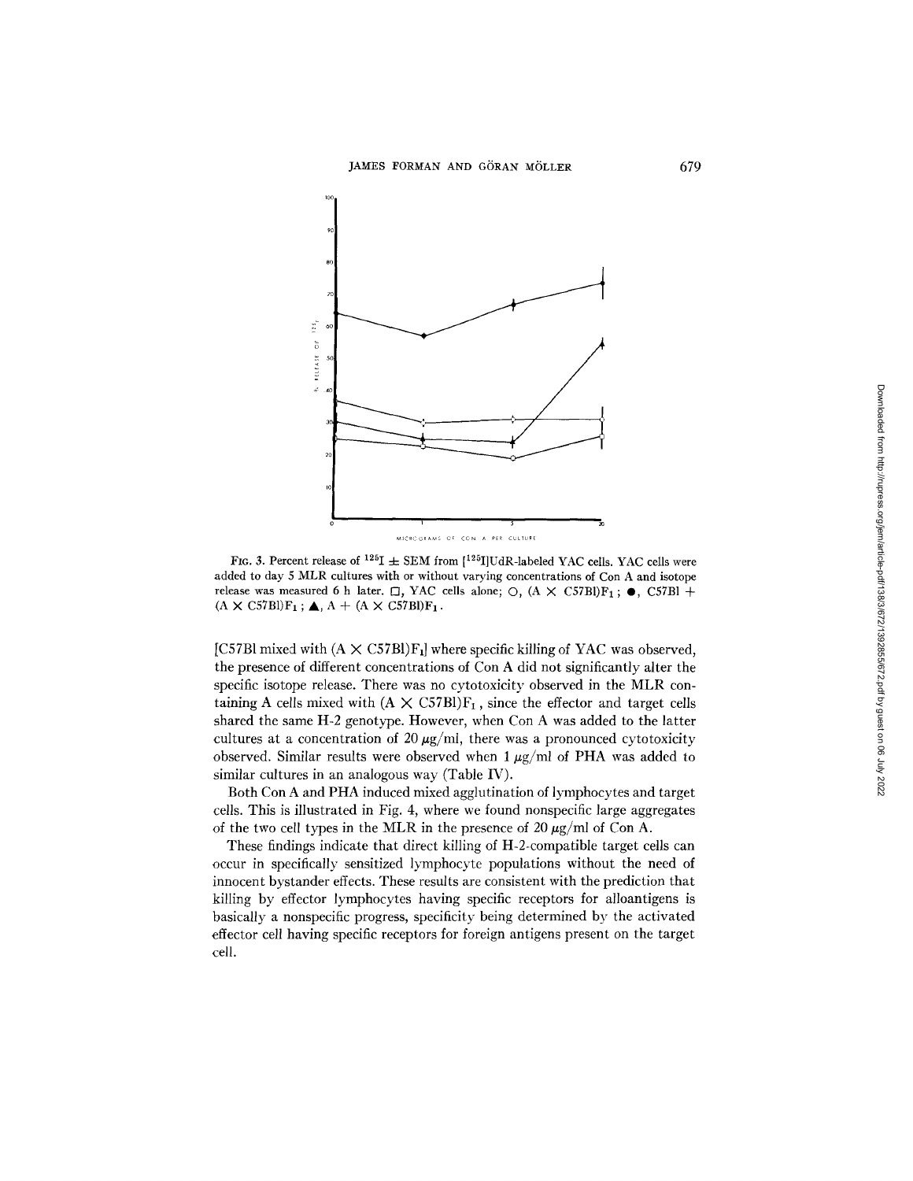FIG. 3. Percent release of $^{125}$I ± SEM from [$^{125}$I]UdR-labeled YAC cells. YAC cells were added to day 5 MLR cultures with or without varying concentrations of Con A and isotope release was measured 6 h later. □, YAC cells alone; ○, (A × C57Bl)$F_1$ ; ●, C57Bl + (A × C57Bl)$F_1$ ; ▲, A + (A × C57Bl)$F_1$.

[C57Bl mixed with (A × C57Bl)$F_1$] where specific killing of YAC was observed, the presence of different concentrations of Con A did not significantly alter the specific isotope release. There was no cytotoxicity observed in the MLR containing A cells mixed with (A × C57Bl)$F_1$, since the effector and target cells shared the same H-2 genotype. However, when Con A was added to the latter cultures at a concentration of 20 $\mu$g/ml, there was a pronounced cytotoxicity observed. Similar results were observed when 1 $\mu$g/ml of PHA was added to similar cultures in an analogous way (Table IV).

Both Con A and PHA induced mixed agglutination of lymphocytes and target cells. This is illustrated in Fig. 4, where we found nonspecific large aggregates of the two cell types in the MLR in the presence of 20 $\mu$g/ml of Con A.

These findings indicate that direct killing of H-2-compatible target cells can occur in specifically sensitized lymphocyte populations without the need of innocent bystander effects. These results are consistent with the prediction that killing by effector lymphocytes having specific receptors for alloantigens is basically a nonspecific progress, specificity being determined by the activated effector cell having specific receptors for foreign antigens present on the target cell.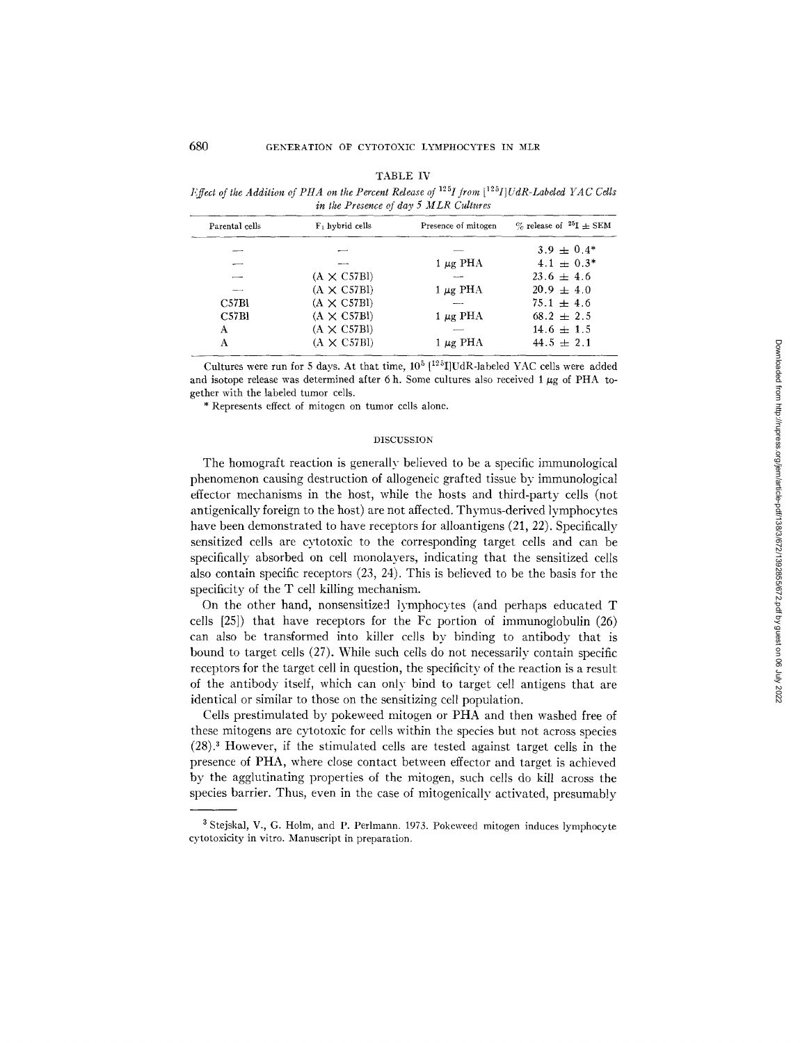TABLE IV

*Effect of the Addition of PHA on the Percent Release of $^{125}I$ from [$^{125}I$]UdR-Labeled YAC Cells in the Presence of day 5 MLR Cultures*

| Parental cells | $F_1$ hybrid cells | Presence of mitogen | % release of $^{125}I \pm$ SEM |
|---|---|---|---|
| — | — | — | $3.9 \pm 0.4$* |
| — | — | 1 μg PHA | $4.1 \pm 0.3$* |
| — | (A × C57Bl) | — | $23.6 \pm 4.6$ |
| — | (A × C57Bl) | 1 μg PHA | $20.9 \pm 4.0$ |
| C57Bl | (A × C57Bl) | — | $75.1 \pm 4.6$ |
| C57Bl | (A × C57Bl) | 1 μg PHA | $68.2 \pm 2.5$ |
| A | (A × C57Bl) | — | $14.6 \pm 1.5$ |
| A | (A × C57Bl) | 1 μg PHA | $44.5 \pm 2.1$ |

Cultures were run for 5 days. At that time, $10^5$ [$^{125}I$]UdR-labeled YAC cells were added and isotope release was determined after 6 h. Some cultures also received 1 μg of PHA together with the labeled tumor cells.

\* Represents effect of mitogen on tumor cells alone.

## DISCUSSION

The homograft reaction is generally believed to be a specific immunological phenomenon causing destruction of allogeneic grafted tissue by immunological effector mechanisms in the host, while the hosts and third-party cells (not antigenically foreign to the host) are not affected. Thymus-derived lymphocytes have been demonstrated to have receptors for alloantigens (21, 22). Specifically sensitized cells are cytotoxic to the corresponding target cells and can be specifically absorbed on cell monolayers, indicating that the sensitized cells also contain specific receptors (23, 24). This is believed to be the basis for the specificity of the T cell killing mechanism.

On the other hand, nonsensitized lymphocytes (and perhaps educated T cells [25]) that have receptors for the Fc portion of immunoglobulin (26) can also be transformed into killer cells by binding to antibody that is bound to target cells (27). While such cells do not necessarily contain specific receptors for the target cell in question, the specificity of the reaction is a result of the antibody itself, which can only bind to target cell antigens that are identical or similar to those on the sensitizing cell population.

Cells prestimulated by pokeweed mitogen or PHA and then washed free of these mitogens are cytotoxic for cells within the species but not across species (28).[3] However, if the stimulated cells are tested against target cells in the presence of PHA, where close contact between effector and target is achieved by the agglutinating properties of the mitogen, such cells do kill across the species barrier. Thus, even in the case of mitogenically activated, presumably

[3] Stejskal, V., G. Holm, and P. Perlmann. 1973. Pokeweed mitogen induces lymphocyte cytotoxicity in vitro. Manuscript in preparation.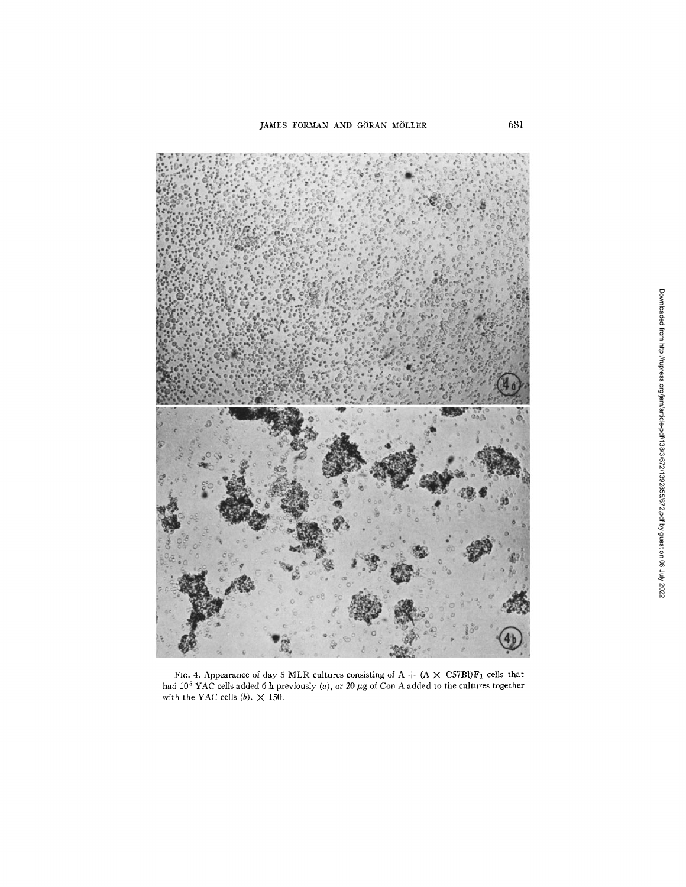FIG. 4. Appearance of day 5 MLR cultures consisting of A + (A × C57Bl)$F_1$ cells that had $10^5$ YAC cells added 6 h previously (*a*), or 20 $\mu$g of Con A added to the cultures together with the YAC cells (*b*). × 150.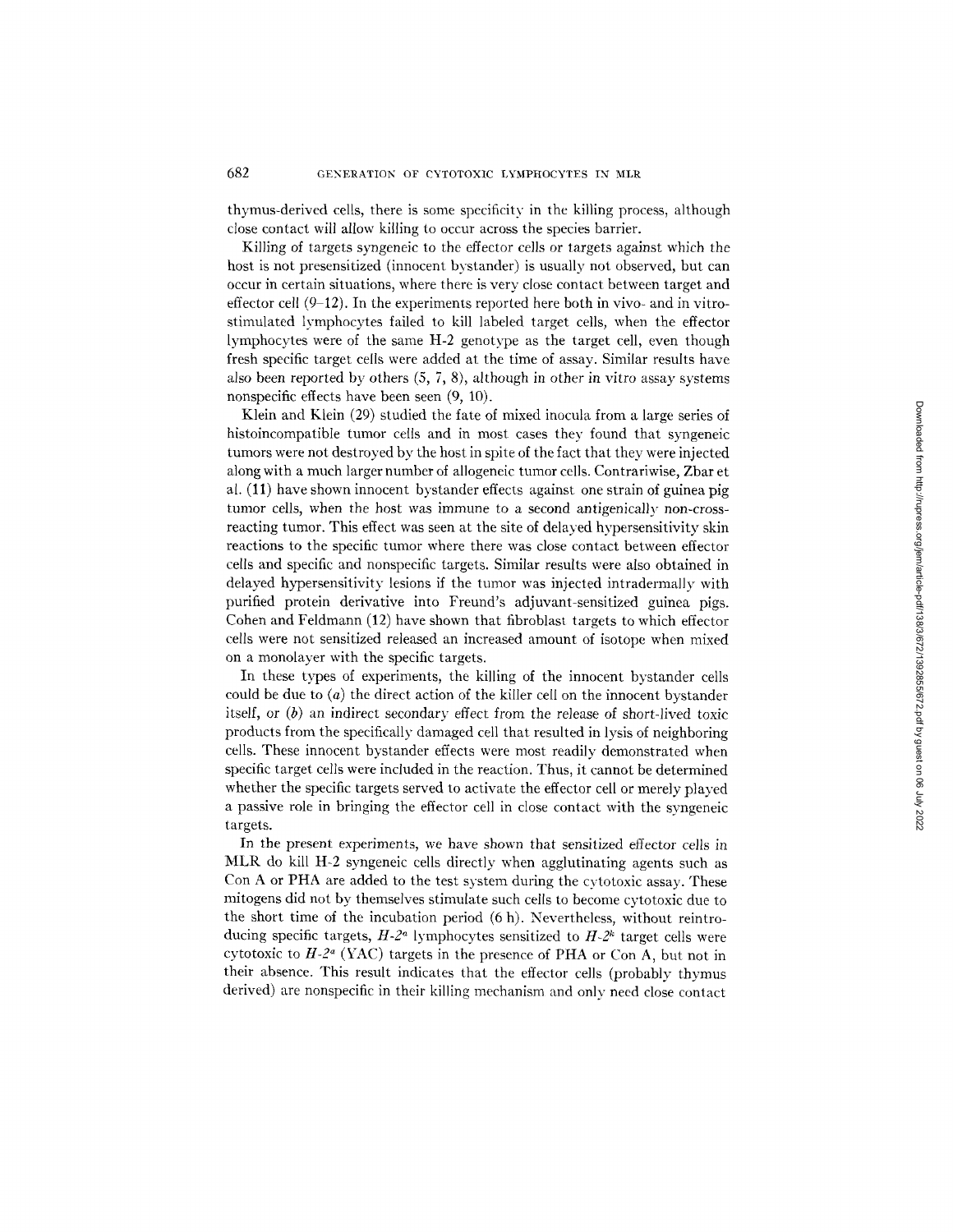thymus-derived cells, there is some specificity in the killing process, although close contact will allow killing to occur across the species barrier.

Killing of targets syngeneic to the effector cells or targets against which the host is not presensitized (innocent bystander) is usually not observed, but can occur in certain situations, where there is very close contact between target and effector cell (9–12). In the experiments reported here both in vivo- and in vitro-stimulated lymphocytes failed to kill labeled target cells, when the effector lymphocytes were of the same H-2 genotype as the target cell, even though fresh specific target cells were added at the time of assay. Similar results have also been reported by others (5, 7, 8), although in other in vitro assay systems nonspecific effects have been seen (9, 10).

Klein and Klein (29) studied the fate of mixed inocula from a large series of histoincompatible tumor cells and in most cases they found that syngeneic tumors were not destroyed by the host in spite of the fact that they were injected along with a much larger number of allogeneic tumor cells. Contrariwise, Zbar et al. (11) have shown innocent bystander effects against one strain of guinea pig tumor cells, when the host was immune to a second antigenically non-cross-reacting tumor. This effect was seen at the site of delayed hypersensitivity skin reactions to the specific tumor where there was close contact between effector cells and specific and nonspecific targets. Similar results were also obtained in delayed hypersensitivity lesions if the tumor was injected intradermally with purified protein derivative into Freund's adjuvant-sensitized guinea pigs. Cohen and Feldmann (12) have shown that fibroblast targets to which effector cells were not sensitized released an increased amount of isotope when mixed on a monolayer with the specific targets.

In these types of experiments, the killing of the innocent bystander cells could be due to (*a*) the direct action of the killer cell on the innocent bystander itself, or (*b*) an indirect secondary effect from the release of short-lived toxic products from the specifically damaged cell that resulted in lysis of neighboring cells. These innocent bystander effects were most readily demonstrated when specific target cells were included in the reaction. Thus, it cannot be determined whether the specific targets served to activate the effector cell or merely played a passive role in bringing the effector cell in close contact with the syngeneic targets.

In the present experiments, we have shown that sensitized effector cells in MLR do kill H-2 syngeneic cells directly when agglutinating agents such as Con A or PHA are added to the test system during the cytotoxic assay. These mitogens did not by themselves stimulate such cells to become cytotoxic due to the short time of the incubation period (6 h). Nevertheless, without reintroducing specific targets, *H-2*$^{a}$ lymphocytes sensitized to *H-2*$^{k}$ target cells were cytotoxic to *H-2*$^{a}$ (YAC) targets in the presence of PHA or Con A, but not in their absence. This result indicates that the effector cells (probably thymus derived) are nonspecific in their killing mechanism and only need close contact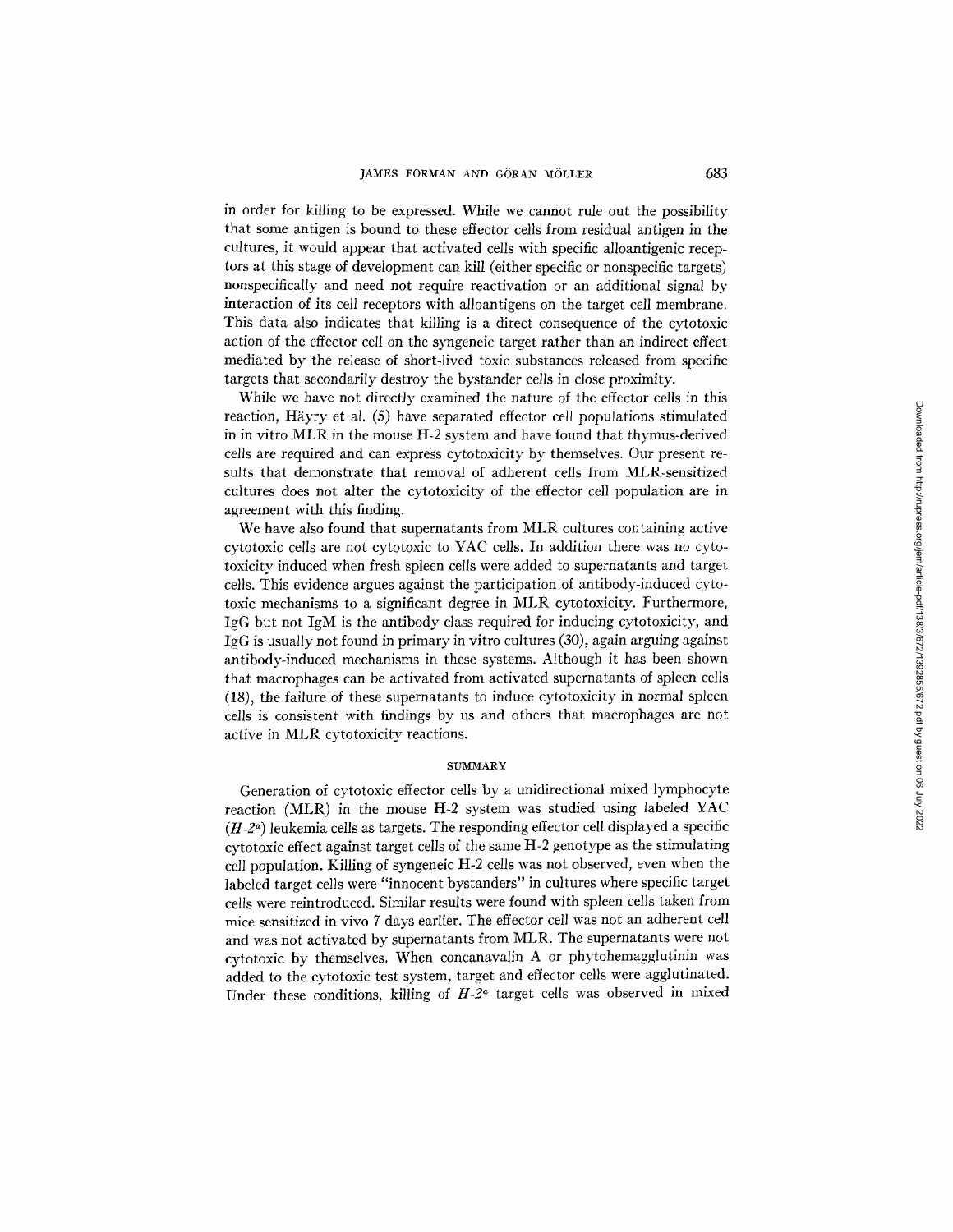in order for killing to be expressed. While we cannot rule out the possibility that some antigen is bound to these effector cells from residual antigen in the cultures, it would appear that activated cells with specific alloantigenic receptors at this stage of development can kill (either specific or nonspecific targets) nonspecifically and need not require reactivation or an additional signal by interaction of its cell receptors with alloantigens on the target cell membrane. This data also indicates that killing is a direct consequence of the cytotoxic action of the effector cell on the syngeneic target rather than an indirect effect mediated by the release of short-lived toxic substances released from specific targets that secondarily destroy the bystander cells in close proximity.

While we have not directly examined the nature of the effector cells in this reaction, Häyry et al. (5) have separated effector cell populations stimulated in in vitro MLR in the mouse H-2 system and have found that thymus-derived cells are required and can express cytotoxicity by themselves. Our present results that demonstrate that removal of adherent cells from MLR-sensitized cultures does not alter the cytotoxicity of the effector cell population are in agreement with this finding.

We have also found that supernatants from MLR cultures containing active cytotoxic cells are not cytotoxic to YAC cells. In addition there was no cytotoxicity induced when fresh spleen cells were added to supernatants and target cells. This evidence argues against the participation of antibody-induced cytotoxic mechanisms to a significant degree in MLR cytotoxicity. Furthermore, IgG but not IgM is the antibody class required for inducing cytotoxicity, and IgG is usually not found in primary in vitro cultures (30), again arguing against antibody-induced mechanisms in these systems. Although it has been shown that macrophages can be activated from activated supernatants of spleen cells (18), the failure of these supernatants to induce cytotoxicity in normal spleen cells is consistent with findings by us and others that macrophages are not active in MLR cytotoxicity reactions.

## SUMMARY

Generation of cytotoxic effector cells by a unidirectional mixed lymphocyte reaction (MLR) in the mouse H-2 system was studied using labeled YAC (*H-2[a]*) leukemia cells as targets. The responding effector cell displayed a specific cytotoxic effect against target cells of the same H-2 genotype as the stimulating cell population. Killing of syngeneic H-2 cells was not observed, even when the labeled target cells were "innocent bystanders" in cultures where specific target cells were reintroduced. Similar results were found with spleen cells taken from mice sensitized in vivo 7 days earlier. The effector cell was not an adherent cell and was not activated by supernatants from MLR. The supernatants were not cytotoxic by themselves. When concanavalin A or phytohemagglutinin was added to the cytotoxic test system, target and effector cells were agglutinated. Under these conditions, killing of *H-2[a]* target cells was observed in mixed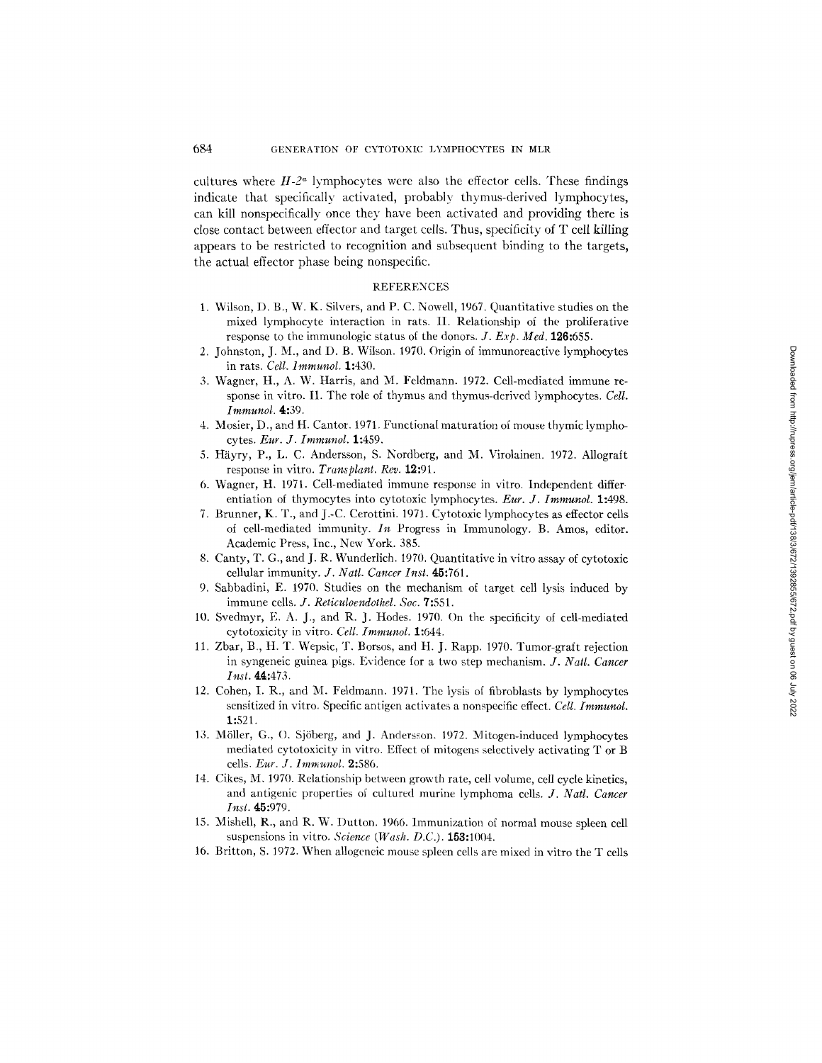cultures where $H\text{-}2^a$ lymphocytes were also the effector cells. These findings indicate that specifically activated, probably thymus-derived lymphocytes, can kill nonspecifically once they have been activated and providing there is close contact between effector and target cells. Thus, specificity of T cell killing appears to be restricted to recognition and subsequent binding to the targets, the actual effector phase being nonspecific.

## REFERENCES

1. Wilson, D. B., W. K. Silvers, and P. C. Nowell, 1967. Quantitative studies on the mixed lymphocyte interaction in rats. II. Relationship of the proliferative response to the immunologic status of the donors. *J. Exp. Med.* **126:**655.
2. Johnston, J. M., and D. B. Wilson. 1970. Origin of immunoreactive lymphocytes in rats. *Cell. Immunol.* **1:**430.
3. Wagner, H., A. W. Harris, and M. Feldmann. 1972. Cell-mediated immune response in vitro. II. The role of thymus and thymus-derived lymphocytes. *Cell. Immunol.* **4:**39.
4. Mosier, D., and H. Cantor. 1971. Functional maturation of mouse thymic lymphocytes. *Eur. J. Immunol.* **1:**459.
5. Häyry, P., L. C. Andersson, S. Nordberg, and M. Virolainen. 1972. Allograft response in vitro. *Transplant. Rev.* **12:**91.
6. Wagner, H. 1971. Cell-mediated immune response in vitro. Independent differentiation of thymocytes into cytotoxic lymphocytes. *Eur. J. Immunol.* **1:**498.
7. Brunner, K. T., and J.-C. Cerottini. 1971. Cytotoxic lymphocytes as effector cells of cell-mediated immunity. *In* Progress in Immunology. B. Amos, editor. Academic Press, Inc., New York. 385.
8. Canty, T. G., and J. R. Wunderlich. 1970. Quantitative in vitro assay of cytotoxic cellular immunity. *J. Natl. Cancer Inst.* **45:**761.
9. Sabbadini, E. 1970. Studies on the mechanism of target cell lysis induced by immune cells. *J. Reticuloendothel. Soc.* **7:**551.
10. Svedmyr, E. A. J., and R. J. Hodes. 1970. On the specificity of cell-mediated cytotoxicity in vitro. *Cell. Immunol.* **1:**644.
11. Zbar, B., H. T. Wepsic, T. Borsos, and H. J. Rapp. 1970. Tumor-graft rejection in syngeneic guinea pigs. Evidence for a two step mechanism. *J. Natl. Cancer Inst.* **44:**473.
12. Cohen, I. R., and M. Feldmann. 1971. The lysis of fibroblasts by lymphocytes sensitized in vitro. Specific antigen activates a nonspecific effect. *Cell. Immunol.* **1:**521.
13. Möller, G., O. Sjöberg, and J. Andersson. 1972. Mitogen-induced lymphocytes mediated cytotoxicity in vitro. Effect of mitogens selectively activating T or B cells. *Eur. J. Immunol.* **2:**586.
14. Cikes, M. 1970. Relationship between growth rate, cell volume, cell cycle kinetics, and antigenic properties of cultured murine lymphoma cells. *J. Natl. Cancer Inst.* **45:**979.
15. Mishell, R., and R. W. Dutton. 1966. Immunization of normal mouse spleen cell suspensions in vitro. *Science (Wash. D.C.).* **153:**1004.
16. Britton, S. 1972. When allogeneic mouse spleen cells are mixed in vitro the T cells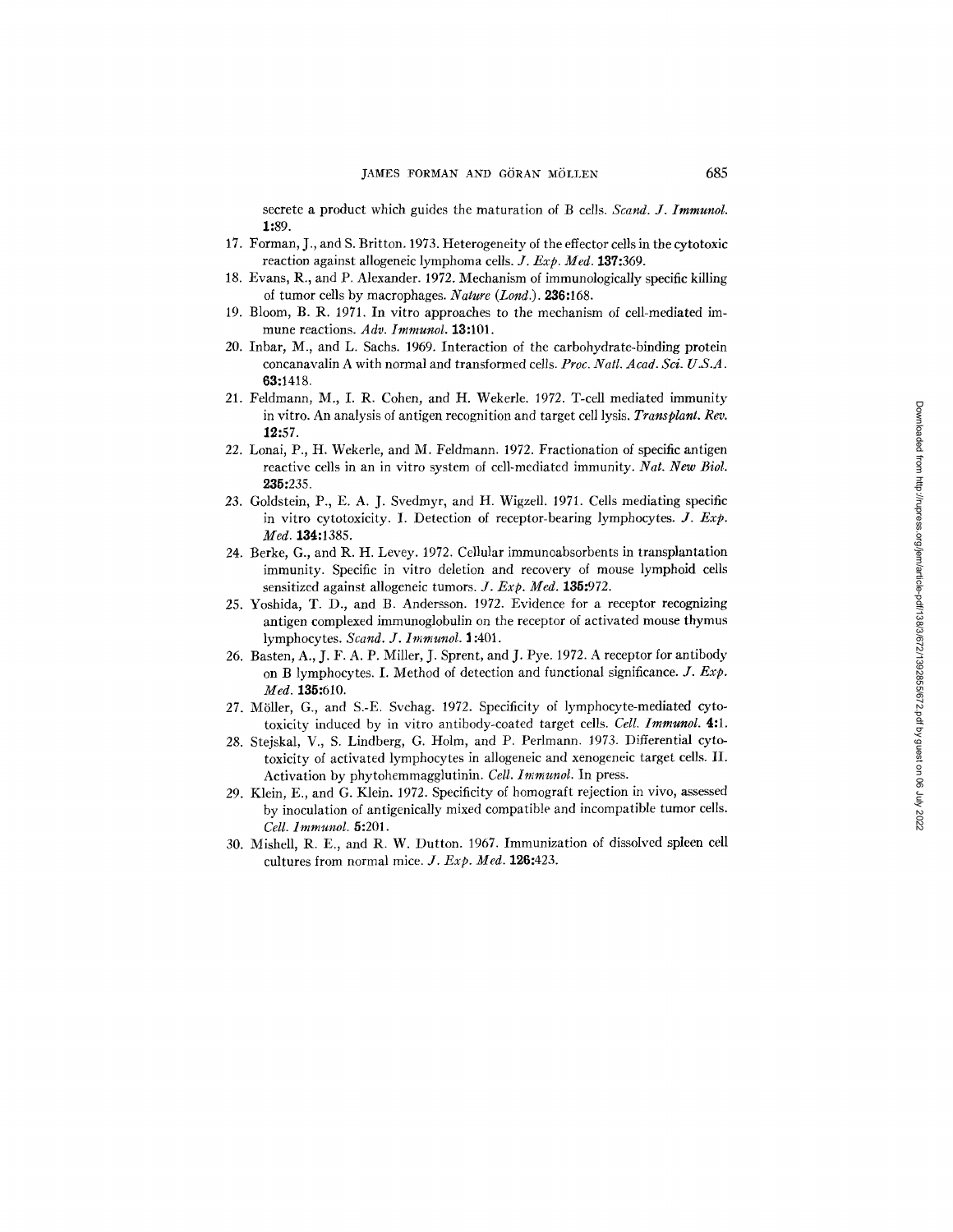secrete a product which guides the maturation of B cells. *Scand. J. Immunol.* **1:**89.

17. Forman, J., and S. Britton. 1973. Heterogeneity of the effector cells in the cytotoxic reaction against allogeneic lymphoma cells. *J. Exp. Med.* **137:**369.
18. Evans, R., and P. Alexander. 1972. Mechanism of immunologically specific killing of tumor cells by macrophages. *Nature (Lond.).* **236:**168.
19. Bloom, B. R. 1971. In vitro approaches to the mechanism of cell-mediated immune reactions. *Adv. Immunol.* **13:**101.
20. Inbar, M., and L. Sachs. 1969. Interaction of the carbohydrate-binding protein concanavalin A with normal and transformed cells. *Proc. Natl. Acad. Sci. U.S.A.* **63:**1418.
21. Feldmann, M., I. R. Cohen, and H. Wekerle. 1972. T-cell mediated immunity in vitro. An analysis of antigen recognition and target cell lysis. *Transplant. Rev.* **12:**57.
22. Lonai, P., H. Wekerle, and M. Feldmann. 1972. Fractionation of specific antigen reactive cells in an in vitro system of cell-mediated immunity. *Nat. New Biol.* **235:**235.
23. Goldstein, P., E. A. J. Svedmyr, and H. Wigzell. 1971. Cells mediating specific in vitro cytotoxicity. I. Detection of receptor-bearing lymphocytes. *J. Exp. Med.* **134:**1385.
24. Berke, G., and R. H. Levey. 1972. Cellular immunoabsorbents in transplantation immunity. Specific in vitro deletion and recovery of mouse lymphoid cells sensitized against allogeneic tumors. *J. Exp. Med.* **135:**972.
25. Yoshida, T. D., and B. Andersson. 1972. Evidence for a receptor recognizing antigen complexed immunoglobulin on the receptor of activated mouse thymus lymphocytes. *Scand. J. Immunol.* **1:**401.
26. Basten, A., J. F. A. P. Miller, J. Sprent, and J. Pye. 1972. A receptor for antibody on B lymphocytes. I. Method of detection and functional significance. *J. Exp. Med.* **135:**610.
27. Möller, G., and S.-E. Svehag. 1972. Specificity of lymphocyte-mediated cytotoxicity induced by in vitro antibody-coated target cells. *Cell. Immunol.* **4:**1.
28. Stejskal, V., S. Lindberg, G. Holm, and P. Perlmann. 1973. Differential cytotoxicity of activated lymphocytes in allogeneic and xenogeneic target cells. II. Activation by phytohemmagglutinin. *Cell. Immunol.* In press.
29. Klein, E., and G. Klein. 1972. Specificity of homograft rejection in vivo, assessed by inoculation of antigenically mixed compatible and incompatible tumor cells. *Cell. Immunol.* **5:**201.
30. Mishell, R. E., and R. W. Dutton. 1967. Immunization of dissolved spleen cell cultures from normal mice. *J. Exp. Med.* **126:**423.